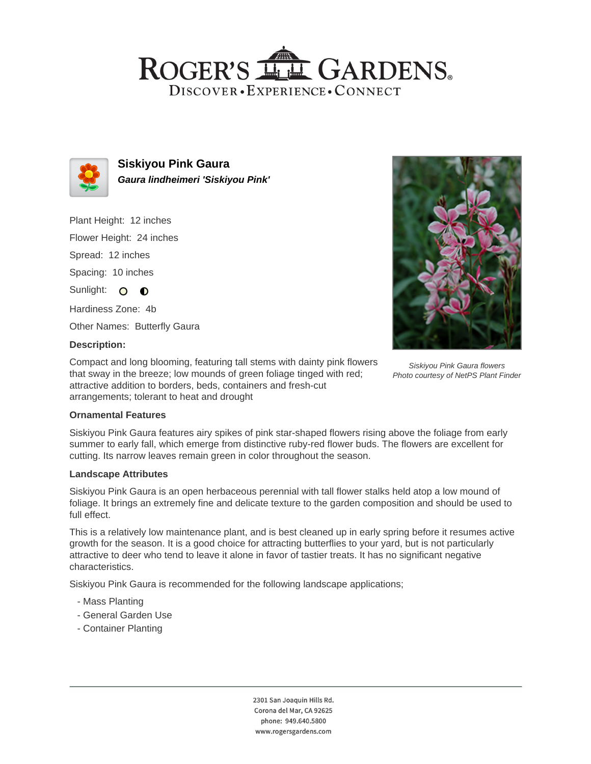# ROGER'S GARDENS

DISCOVER • EXPERIENCE • CONNECT

## Siskiyou Pink Gaura

***Gaura lindheimeri 'Siskiyou Pink'***

Plant Height: 12 inches

Flower Height: 24 inches

Spread: 12 inches

Spacing: 10 inches

Sunlight:

Hardiness Zone: 4b

Other Names: Butterfly Gaura

**Description:**

Compact and long blooming, featuring tall stems with dainty pink flowers that sway in the breeze; low mounds of green foliage tinged with red; attractive addition to borders, beds, containers and fresh-cut arrangements; tolerant to heat and drought

*Siskiyou Pink Gaura flowers*
*Photo courtesy of NetPS Plant Finder*

**Ornamental Features**

Siskiyou Pink Gaura features airy spikes of pink star-shaped flowers rising above the foliage from early summer to early fall, which emerge from distinctive ruby-red flower buds. The flowers are excellent for cutting. Its narrow leaves remain green in color throughout the season.

**Landscape Attributes**

Siskiyou Pink Gaura is an open herbaceous perennial with tall flower stalks held atop a low mound of foliage. It brings an extremely fine and delicate texture to the garden composition and should be used to full effect.

This is a relatively low maintenance plant, and is best cleaned up in early spring before it resumes active growth for the season. It is a good choice for attracting butterflies to your yard, but is not particularly attractive to deer who tend to leave it alone in favor of tastier treats. It has no significant negative characteristics.

Siskiyou Pink Gaura is recommended for the following landscape applications;

- Mass Planting
- General Garden Use
- Container Planting

2301 San Joaquin Hills Rd.
Corona del Mar, CA 92625
phone: 949.640.5800
www.rogersgardens.com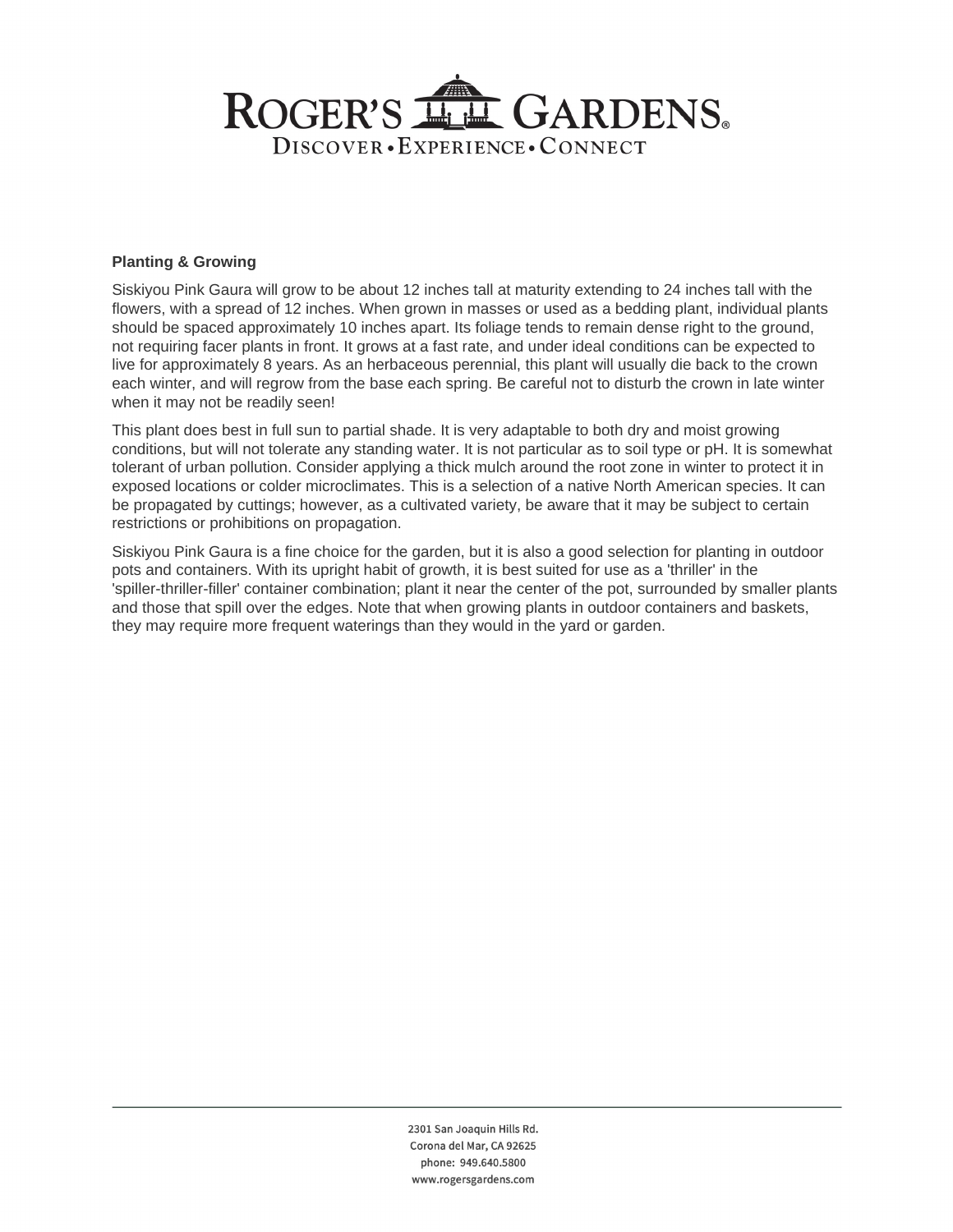## Planting & Growing

Siskiyou Pink Gaura will grow to be about 12 inches tall at maturity extending to 24 inches tall with the flowers, with a spread of 12 inches. When grown in masses or used as a bedding plant, individual plants should be spaced approximately 10 inches apart. Its foliage tends to remain dense right to the ground, not requiring facer plants in front. It grows at a fast rate, and under ideal conditions can be expected to live for approximately 8 years. As an herbaceous perennial, this plant will usually die back to the crown each winter, and will regrow from the base each spring. Be careful not to disturb the crown in late winter when it may not be readily seen!

This plant does best in full sun to partial shade. It is very adaptable to both dry and moist growing conditions, but will not tolerate any standing water. It is not particular as to soil type or pH. It is somewhat tolerant of urban pollution. Consider applying a thick mulch around the root zone in winter to protect it in exposed locations or colder microclimates. This is a selection of a native North American species. It can be propagated by cuttings; however, as a cultivated variety, be aware that it may be subject to certain restrictions or prohibitions on propagation.

Siskiyou Pink Gaura is a fine choice for the garden, but it is also a good selection for planting in outdoor pots and containers. With its upright habit of growth, it is best suited for use as a 'thriller' in the 'spiller-thriller-filler' container combination; plant it near the center of the pot, surrounded by smaller plants and those that spill over the edges. Note that when growing plants in outdoor containers and baskets, they may require more frequent waterings than they would in the yard or garden.